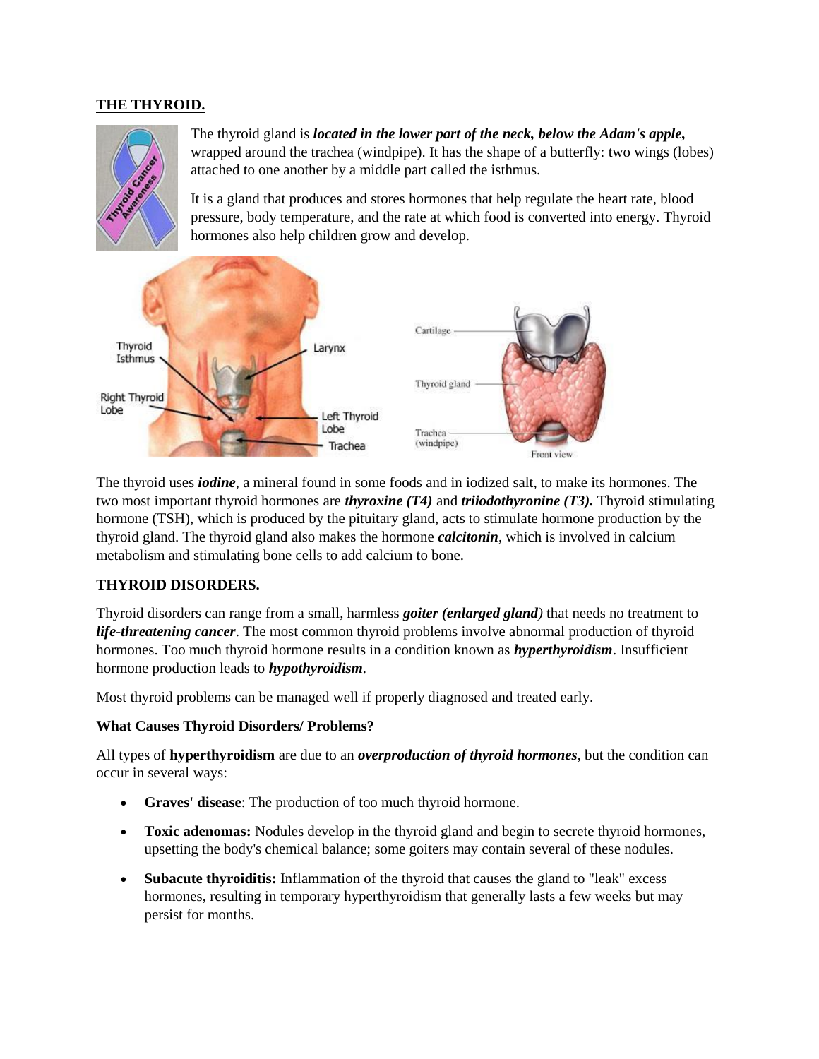## THE THYROID.

The thyroid gland is ***located in the lower part of the neck, below the Adam's apple,*** wrapped around the trachea (windpipe). It has the shape of a butterfly: two wings (lobes) attached to one another by a middle part called the isthmus.

It is a gland that produces and stores hormones that help regulate the heart rate, blood pressure, body temperature, and the rate at which food is converted into energy. Thyroid hormones also help children grow and develop.

The thyroid uses ***iodine***, a mineral found in some foods and in iodized salt, to make its hormones. The two most important thyroid hormones are ***thyroxine (T4)*** and ***triiodothyronine (T3).*** Thyroid stimulating hormone (TSH), which is produced by the pituitary gland, acts to stimulate hormone production by the thyroid gland. The thyroid gland also makes the hormone ***calcitonin***, which is involved in calcium metabolism and stimulating bone cells to add calcium to bone.

### THYROID DISORDERS.

Thyroid disorders can range from a small, harmless ***goiter (enlarged gland)*** that needs no treatment to ***life-threatening cancer***. The most common thyroid problems involve abnormal production of thyroid hormones. Too much thyroid hormone results in a condition known as ***hyperthyroidism***. Insufficient hormone production leads to ***hypothyroidism***.

Most thyroid problems can be managed well if properly diagnosed and treated early.

#### What Causes Thyroid Disorders/ Problems?

All types of **hyperthyroidism** are due to an ***overproduction of thyroid hormones***, but the condition can occur in several ways:

- **Graves' disease**: The production of too much thyroid hormone.
- **Toxic adenomas:** Nodules develop in the thyroid gland and begin to secrete thyroid hormones, upsetting the body's chemical balance; some goiters may contain several of these nodules.
- **Subacute thyroiditis:** Inflammation of the thyroid that causes the gland to "leak" excess hormones, resulting in temporary hyperthyroidism that generally lasts a few weeks but may persist for months.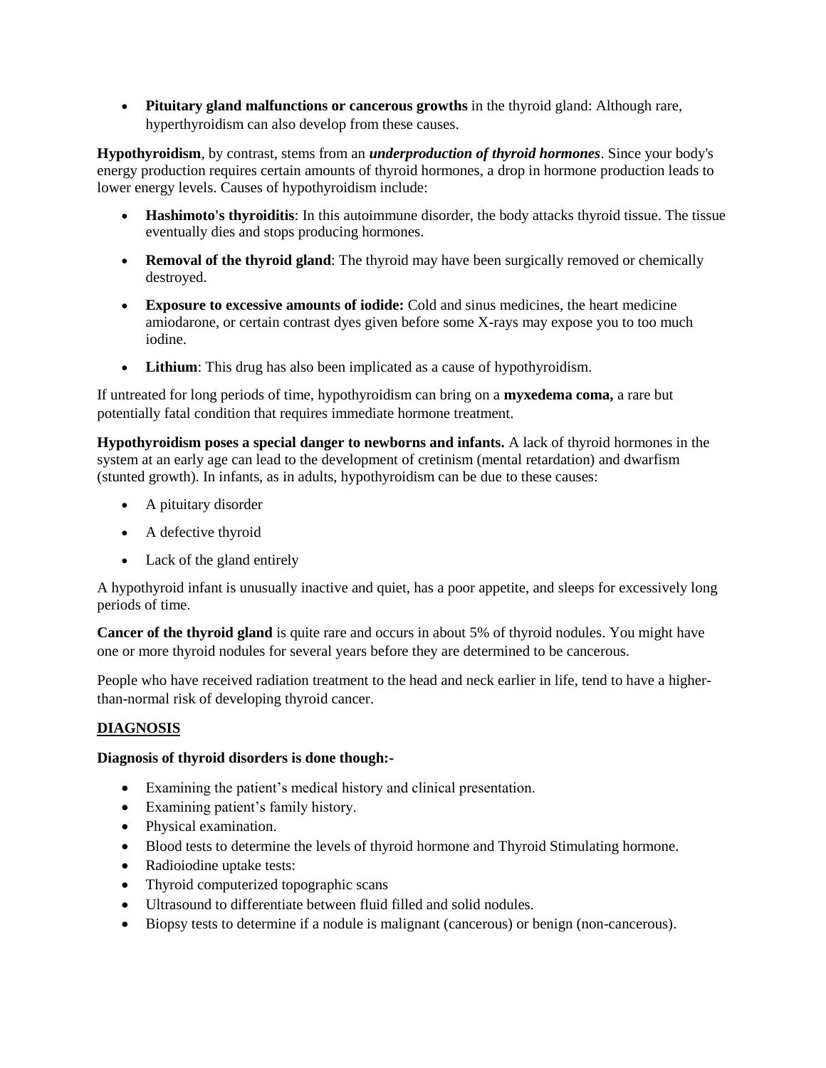- **Pituitary gland malfunctions or cancerous growths** in the thyroid gland: Although rare, hyperthyroidism can also develop from these causes.

**Hypothyroidism**, by contrast, stems from an ***underproduction of thyroid hormones***. Since your body's energy production requires certain amounts of thyroid hormones, a drop in hormone production leads to lower energy levels. Causes of hypothyroidism include:

- **Hashimoto's thyroiditis**: In this autoimmune disorder, the body attacks thyroid tissue. The tissue eventually dies and stops producing hormones.
- **Removal of the thyroid gland**: The thyroid may have been surgically removed or chemically destroyed.
- **Exposure to excessive amounts of iodide:** Cold and sinus medicines, the heart medicine amiodarone, or certain contrast dyes given before some X-rays may expose you to too much iodine.
- **Lithium**: This drug has also been implicated as a cause of hypothyroidism.

If untreated for long periods of time, hypothyroidism can bring on a **myxedema coma,** a rare but potentially fatal condition that requires immediate hormone treatment.

**Hypothyroidism poses a special danger to newborns and infants.** A lack of thyroid hormones in the system at an early age can lead to the development of cretinism (mental retardation) and dwarfism (stunted growth). In infants, as in adults, hypothyroidism can be due to these causes:

- A pituitary disorder
- A defective thyroid
- Lack of the gland entirely

A hypothyroid infant is unusually inactive and quiet, has a poor appetite, and sleeps for excessively long periods of time.

**Cancer of the thyroid gland** is quite rare and occurs in about 5% of thyroid nodules. You might have one or more thyroid nodules for several years before they are determined to be cancerous.

People who have received radiation treatment to the head and neck earlier in life, tend to have a higher-than-normal risk of developing thyroid cancer.

## DIAGNOSIS

**Diagnosis of thyroid disorders is done though:-**

- Examining the patient's medical history and clinical presentation.
- Examining patient's family history.
- Physical examination.
- Blood tests to determine the levels of thyroid hormone and Thyroid Stimulating hormone.
- Radioiodine uptake tests:
- Thyroid computerized topographic scans
- Ultrasound to differentiate between fluid filled and solid nodules.
- Biopsy tests to determine if a nodule is malignant (cancerous) or benign (non-cancerous).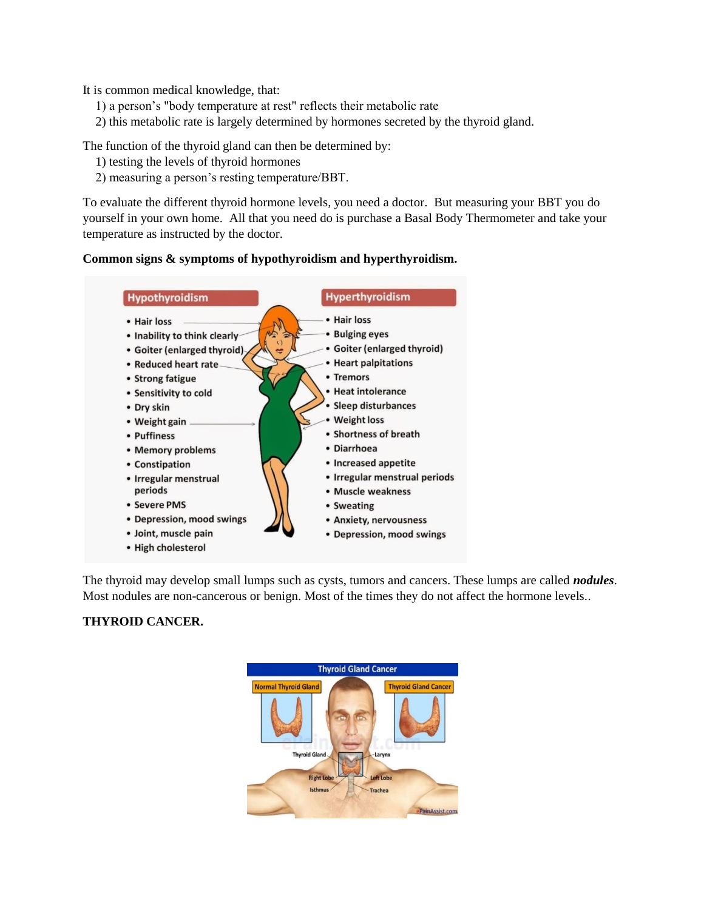It is common medical knowledge, that:

1) a person's "body temperature at rest" reflects their metabolic rate
2) this metabolic rate is largely determined by hormones secreted by the thyroid gland.

The function of the thyroid gland can then be determined by:

1) testing the levels of thyroid hormones
2) measuring a person's resting temperature/BBT.

To evaluate the different thyroid hormone levels, you need a doctor. But measuring your BBT you do yourself in your own home. All that you need do is purchase a Basal Body Thermometer and take your temperature as instructed by the doctor.

**Common signs & symptoms of hypothyroidism and hyperthyroidism.**

| Hypothyroidism | Hyperthyroidism |
| --- | --- |
| Hair loss | Hair loss |
| Inability to think clearly | Bulging eyes |
| Goiter (enlarged thyroid) | Goiter (enlarged thyroid) |
| Reduced heart rate | Heart palpitations |
| Strong fatigue | Tremors |
| Sensitivity to cold | Heat intolerance |
| Dry skin | Sleep disturbances |
| Weight gain | Weight loss |
| Puffiness | Shortness of breath |
| Memory problems | Diarrhoea |
| Constipation | Increased appetite |
| Irregular menstrual periods | Irregular menstrual periods |
| Severe PMS | Muscle weakness |
| Depression, mood swings | Sweating |
| Joint, muscle pain | Anxiety, nervousness |
| High cholesterol | Depression, mood swings |

The thyroid may develop small lumps such as cysts, tumors and cancers. These lumps are called ***nodules***. Most nodules are non-cancerous or benign. Most of the times they do not affect the hormone levels..

**THYROID CANCER.**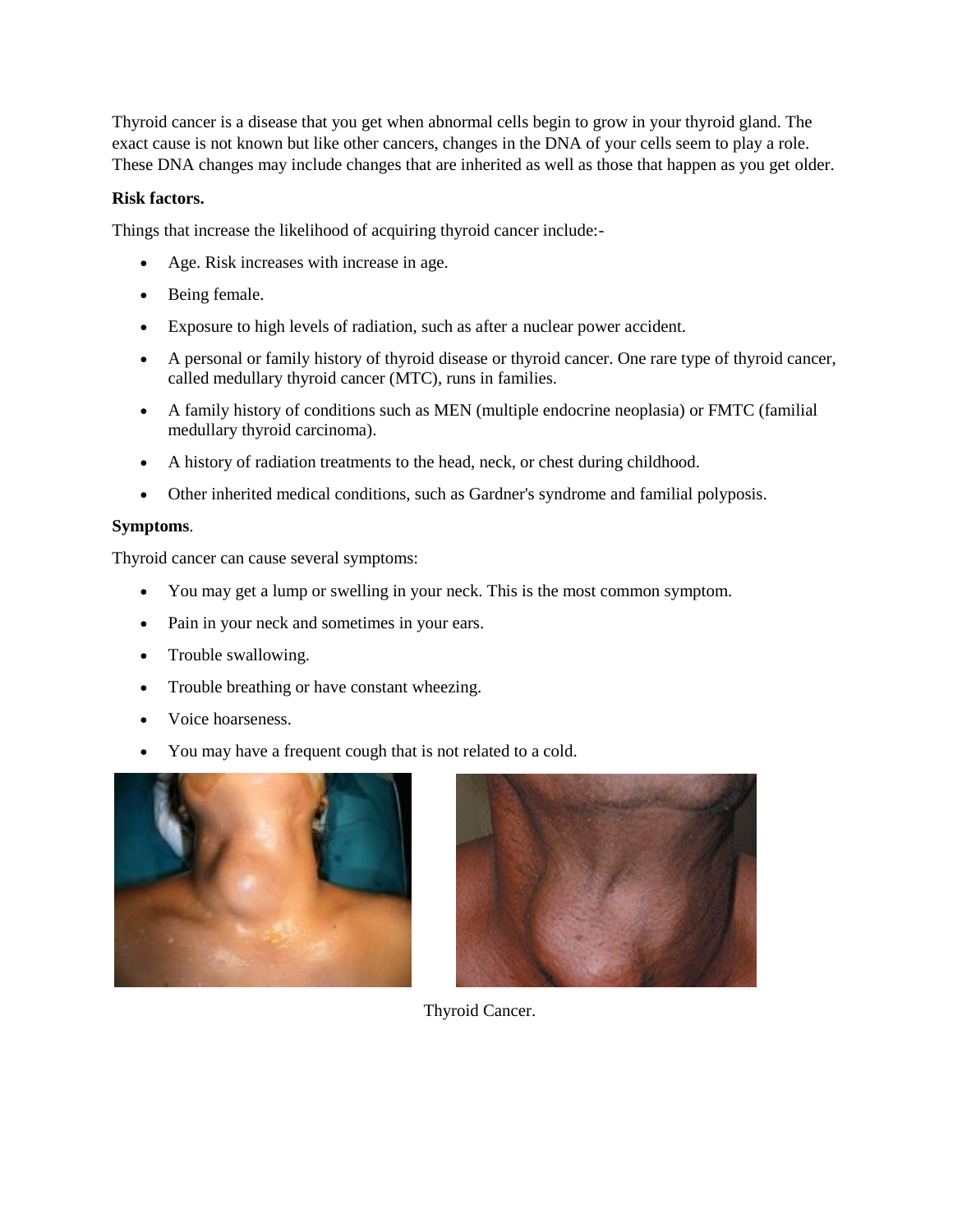Thyroid cancer is a disease that you get when abnormal cells begin to grow in your thyroid gland. The exact cause is not known but like other cancers, changes in the DNA of your cells seem to play a role. These DNA changes may include changes that are inherited as well as those that happen as you get older.

**Risk factors.**

Things that increase the likelihood of acquiring thyroid cancer include:-

- Age. Risk increases with increase in age.
- Being female.
- Exposure to high levels of radiation, such as after a nuclear power accident.
- A personal or family history of thyroid disease or thyroid cancer. One rare type of thyroid cancer, called medullary thyroid cancer (MTC), runs in families.
- A family history of conditions such as MEN (multiple endocrine neoplasia) or FMTC (familial medullary thyroid carcinoma).
- A history of radiation treatments to the head, neck, or chest during childhood.
- Other inherited medical conditions, such as Gardner's syndrome and familial polyposis.

**Symptoms**.

Thyroid cancer can cause several symptoms:

- You may get a lump or swelling in your neck. This is the most common symptom.
- Pain in your neck and sometimes in your ears.
- Trouble swallowing.
- Trouble breathing or have constant wheezing.
- Voice hoarseness.
- You may have a frequent cough that is not related to a cold.

Thyroid Cancer.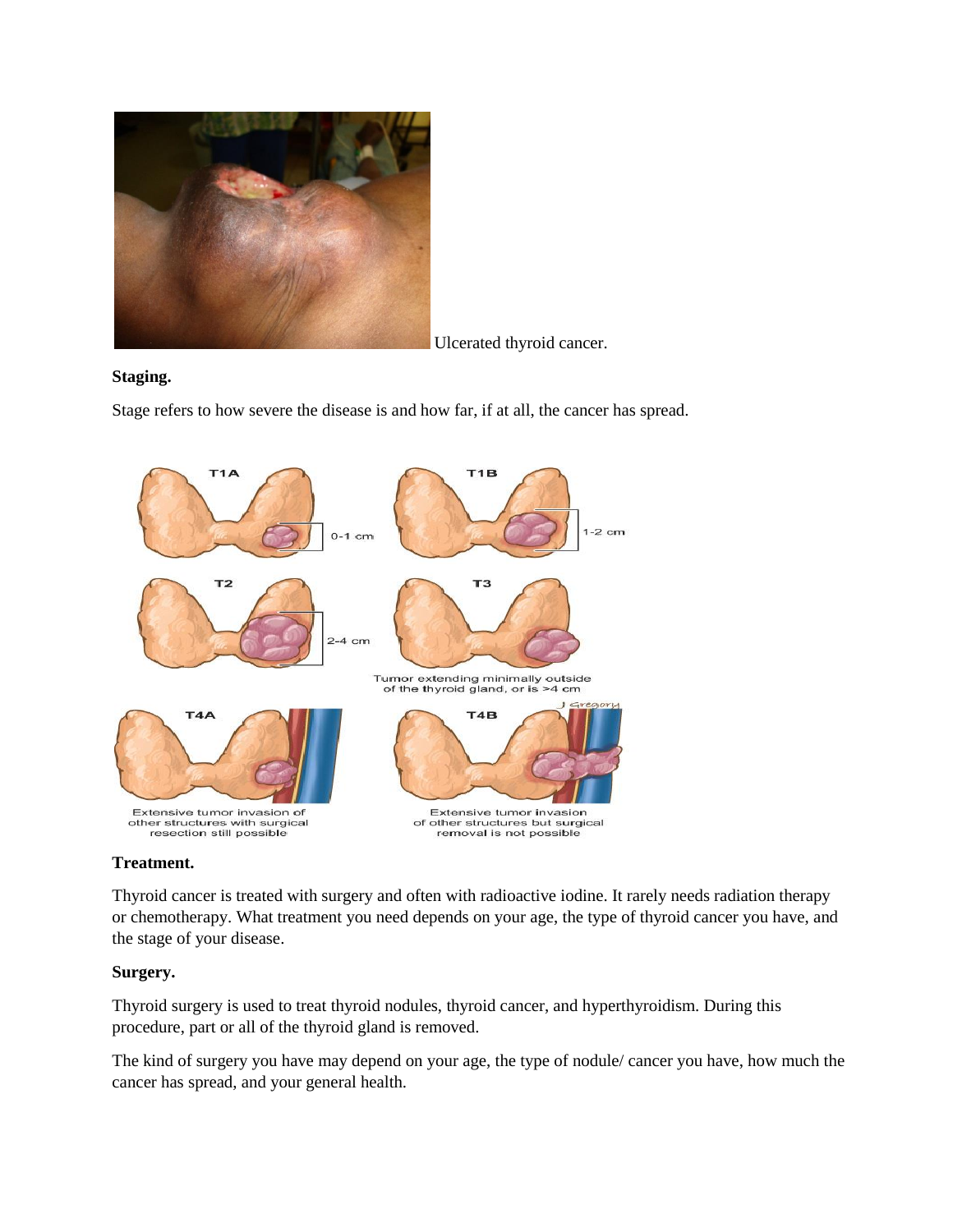Ulcerated thyroid cancer.

**Staging.**

Stage refers to how severe the disease is and how far, if at all, the cancer has spread.

**Treatment.**

Thyroid cancer is treated with surgery and often with radioactive iodine. It rarely needs radiation therapy or chemotherapy. What treatment you need depends on your age, the type of thyroid cancer you have, and the stage of your disease.

**Surgery.**

Thyroid surgery is used to treat thyroid nodules, thyroid cancer, and hyperthyroidism. During this procedure, part or all of the thyroid gland is removed.

The kind of surgery you have may depend on your age, the type of nodule/ cancer you have, how much the cancer has spread, and your general health.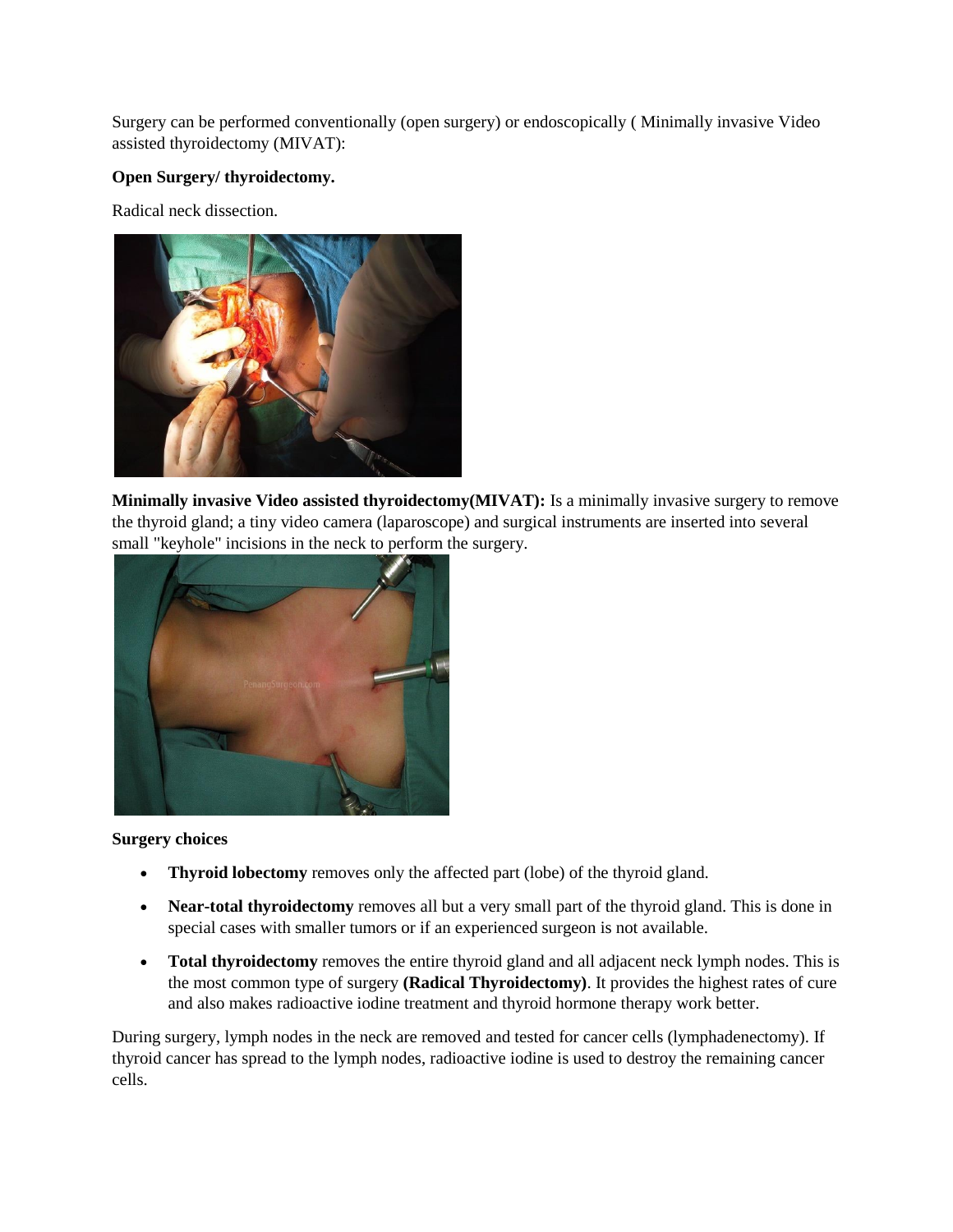Surgery can be performed conventionally (open surgery) or endoscopically ( Minimally invasive Video assisted thyroidectomy (MIVAT):

**Open Surgery/ thyroidectomy.**

Radical neck dissection.

**Minimally invasive Video assisted thyroidectomy(MIVAT):** Is a minimally invasive surgery to remove the thyroid gland; a tiny video camera (laparoscope) and surgical instruments are inserted into several small "keyhole" incisions in the neck to perform the surgery.

**Surgery choices**

- **Thyroid lobectomy** removes only the affected part (lobe) of the thyroid gland.
- **Near-total thyroidectomy** removes all but a very small part of the thyroid gland. This is done in special cases with smaller tumors or if an experienced surgeon is not available.
- **Total thyroidectomy** removes the entire thyroid gland and all adjacent neck lymph nodes. This is the most common type of surgery **(Radical Thyroidectomy)**. It provides the highest rates of cure and also makes radioactive iodine treatment and thyroid hormone therapy work better.

During surgery, lymph nodes in the neck are removed and tested for cancer cells (lymphadenectomy). If thyroid cancer has spread to the lymph nodes, radioactive iodine is used to destroy the remaining cancer cells.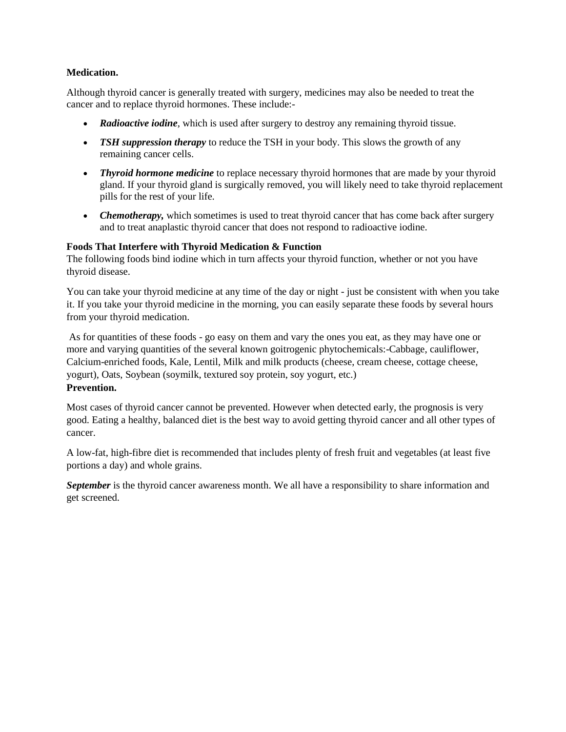**Medication.**

Although thyroid cancer is generally treated with surgery, medicines may also be needed to treat the cancer and to replace thyroid hormones. These include:-

- ***Radioactive iodine***, which is used after surgery to destroy any remaining thyroid tissue.
- ***TSH suppression therapy*** to reduce the TSH in your body. This slows the growth of any remaining cancer cells.
- ***Thyroid hormone medicine*** to replace necessary thyroid hormones that are made by your thyroid gland. If your thyroid gland is surgically removed, you will likely need to take thyroid replacement pills for the rest of your life.
- ***Chemotherapy,*** which sometimes is used to treat thyroid cancer that has come back after surgery and to treat anaplastic thyroid cancer that does not respond to radioactive iodine.

**Foods That Interfere with Thyroid Medication & Function**

The following foods bind iodine which in turn affects your thyroid function, whether or not you have thyroid disease.

You can take your thyroid medicine at any time of the day or night - just be consistent with when you take it. If you take your thyroid medicine in the morning, you can easily separate these foods by several hours from your thyroid medication.

As for quantities of these foods - go easy on them and vary the ones you eat, as they may have one or more and varying quantities of the several known goitrogenic phytochemicals:-Cabbage, cauliflower, Calcium-enriched foods, Kale, Lentil, Milk and milk products (cheese, cream cheese, cottage cheese, yogurt), Oats, Soybean (soymilk, textured soy protein, soy yogurt, etc.)

**Prevention.**

Most cases of thyroid cancer cannot be prevented. However when detected early, the prognosis is very good. Eating a healthy, balanced diet is the best way to avoid getting thyroid cancer and all other types of cancer.

A low-fat, high-fibre diet is recommended that includes plenty of fresh fruit and vegetables (at least five portions a day) and whole grains.

***September*** is the thyroid cancer awareness month. We all have a responsibility to share information and get screened.